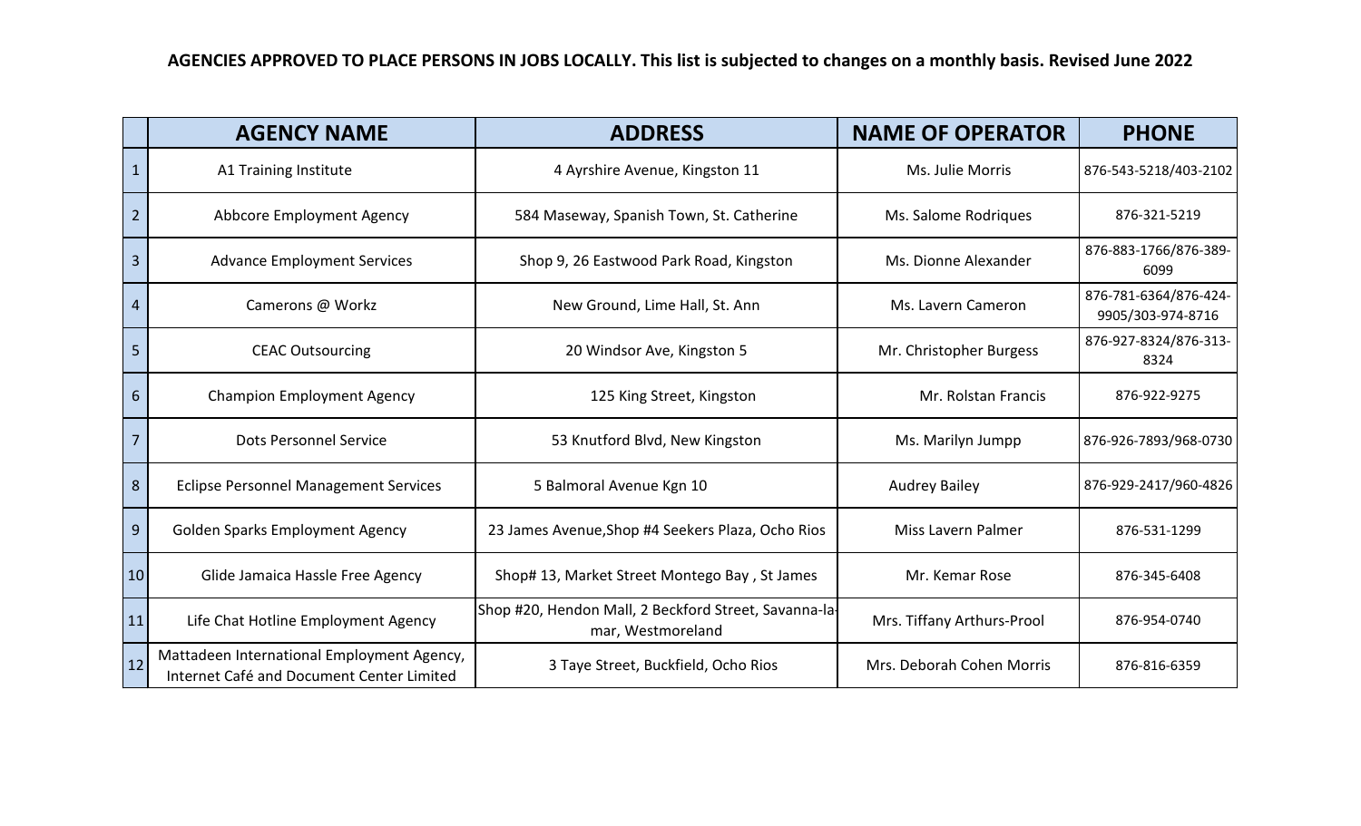**AGENCIES APPROVED TO PLACE PERSONS IN JOBS LOCALLY. This list is subjected to changes on a monthly basis. Revised June 2022**

| | AGENCY NAME | ADDRESS | NAME OF OPERATOR | PHONE |
|---|---|---|---|---|
| 1 | A1 Training Institute | 4 Ayrshire Avenue, Kingston 11 | Ms. Julie Morris | 876-543-5218/403-2102 |
| 2 | Abbcore Employment Agency | 584 Maseway, Spanish Town, St. Catherine | Ms. Salome Rodriques | 876-321-5219 |
| 3 | Advance Employment Services | Shop 9, 26 Eastwood Park Road, Kingston | Ms. Dionne Alexander | 876-883-1766/876-389-6099 |
| 4 | Camerons @ Workz | New Ground, Lime Hall, St. Ann | Ms. Lavern Cameron | 876-781-6364/876-424-9905/303-974-8716 |
| 5 | CEAC Outsourcing | 20 Windsor Ave, Kingston 5 | Mr. Christopher Burgess | 876-927-8324/876-313-8324 |
| 6 | Champion Employment Agency | 125 King Street, Kingston | Mr. Rolstan Francis | 876-922-9275 |
| 7 | Dots Personnel Service | 53 Knutford Blvd, New Kingston | Ms. Marilyn Jumpp | 876-926-7893/968-0730 |
| 8 | Eclipse Personnel Management Services | 5 Balmoral Avenue Kgn 10 | Audrey Bailey | 876-929-2417/960-4826 |
| 9 | Golden Sparks Employment Agency | 23 James Avenue,Shop #4 Seekers Plaza, Ocho Rios | Miss Lavern Palmer | 876-531-1299 |
| 10 | Glide Jamaica Hassle Free Agency | Shop# 13, Market Street Montego Bay , St James | Mr. Kemar Rose | 876-345-6408 |
| 11 | Life Chat Hotline Employment Agency | Shop #20, Hendon Mall, 2 Beckford Street, Savanna-la-mar, Westmoreland | Mrs. Tiffany Arthurs-Prool | 876-954-0740 |
| 12 | Mattadeen International Employment Agency, Internet Café and Document Center Limited | 3 Taye Street, Buckfield, Ocho Rios | Mrs. Deborah Cohen Morris | 876-816-6359 |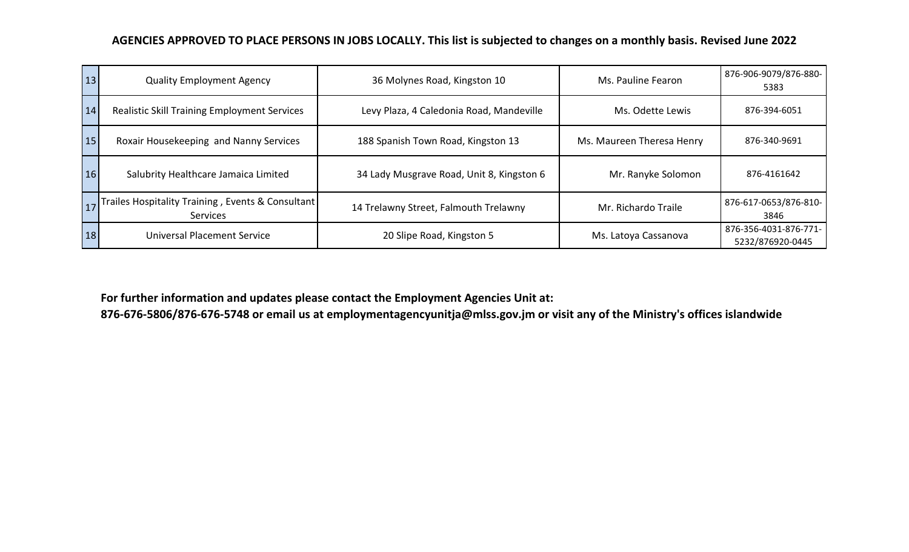**AGENCIES APPROVED TO PLACE PERSONS IN JOBS LOCALLY. This list is subjected to changes on a monthly basis. Revised June 2022**

| | | | | |
|---|---|---|---|---|
| 13 | Quality Employment Agency | 36 Molynes Road, Kingston 10 | Ms. Pauline Fearon | 876-906-9079/876-880-5383 |
| 14 | Realistic Skill Training Employment Services | Levy Plaza, 4 Caledonia Road, Mandeville | Ms. Odette Lewis | 876-394-6051 |
| 15 | Roxair Housekeeping and Nanny Services | 188 Spanish Town Road, Kingston 13 | Ms. Maureen Theresa Henry | 876-340-9691 |
| 16 | Salubrity Healthcare Jamaica Limited | 34 Lady Musgrave Road, Unit 8, Kingston 6 | Mr. Ranyke Solomon | 876-4161642 |
| 17 | Trailes Hospitality Training , Events & Consultant Services | 14 Trelawny Street, Falmouth Trelawny | Mr. Richardo Traile | 876-617-0653/876-810-3846 |
| 18 | Universal Placement Service | 20 Slipe Road, Kingston 5 | Ms. Latoya Cassanova | 876-356-4031-876-771-5232/876920-0445 |

**For further information and updates please contact the Employment Agencies Unit at:**
**876-676-5806/876-676-5748 or email us at employmentagencyunitja@mlss.gov.jm or visit any of the Ministry's offices islandwide**